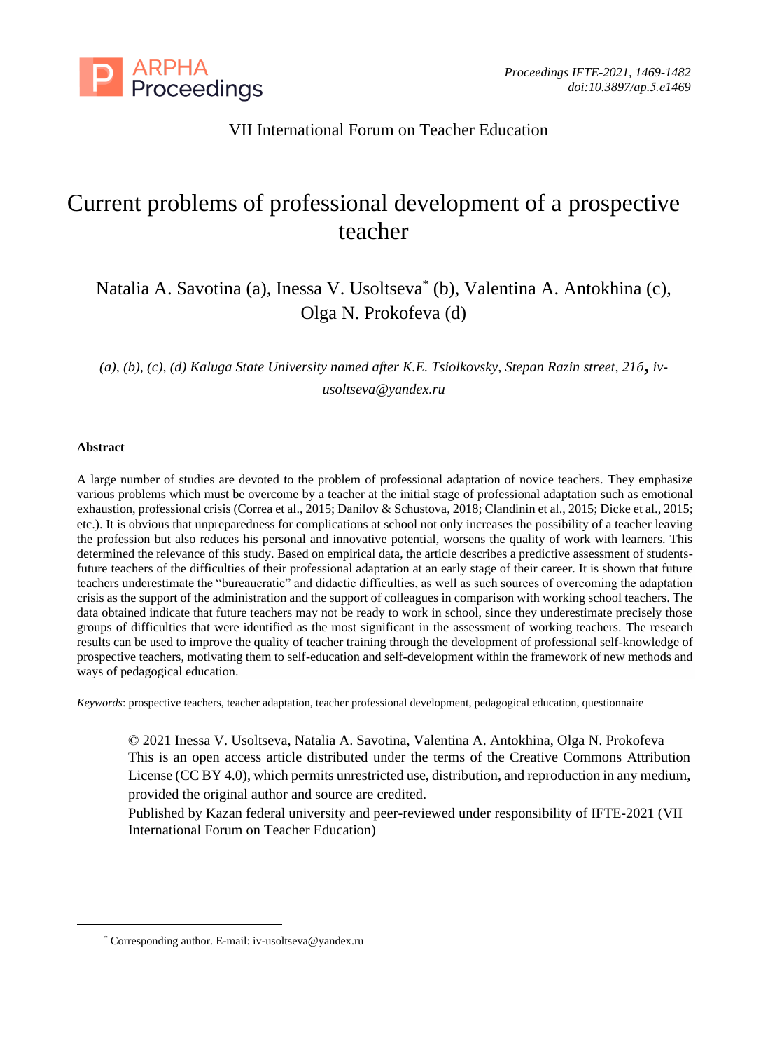VII International Forum on Teacher Education

# Current problems of professional development of a prospective teacher

Natalia A. Savotina (a), Inessa V. Usoltseva* (b), Valentina A. Antokhina (c), Olga N. Prokofeva (d)

*(a), (b), (c), (d) Kaluga State University named after K.E. Tsiolkovsky, Stepan Razin street, 21б, iv-usoltseva@yandex.ru*

---

**Abstract**

A large number of studies are devoted to the problem of professional adaptation of novice teachers. They emphasize various problems which must be overcome by a teacher at the initial stage of professional adaptation such as emotional exhaustion, professional crisis (Correa et al., 2015; Danilov & Schustova, 2018; Clandinin et al., 2015; Dicke et al., 2015; etc.). It is obvious that unpreparedness for complications at school not only increases the possibility of a teacher leaving the profession but also reduces his personal and innovative potential, worsens the quality of work with learners. This determined the relevance of this study. Based on empirical data, the article describes a predictive assessment of students-future teachers of the difficulties of their professional adaptation at an early stage of their career. It is shown that future teachers underestimate the "bureaucratic" and didactic difficulties, as well as such sources of overcoming the adaptation crisis as the support of the administration and the support of colleagues in comparison with working school teachers. The data obtained indicate that future teachers may not be ready to work in school, since they underestimate precisely those groups of difficulties that were identified as the most significant in the assessment of working teachers. The research results can be used to improve the quality of teacher training through the development of professional self-knowledge of prospective teachers, motivating them to self-education and self-development within the framework of new methods and ways of pedagogical education.

*Keywords*: prospective teachers, teacher adaptation, teacher professional development, pedagogical education, questionnaire

© 2021 Inessa V. Usoltseva, Natalia A. Savotina, Valentina A. Antokhina, Olga N. Prokofeva
This is an open access article distributed under the terms of the Creative Commons Attribution License (CC BY 4.0), which permits unrestricted use, distribution, and reproduction in any medium, provided the original author and source are credited.
Published by Kazan federal university and peer-reviewed under responsibility of IFTE-2021 (VII International Forum on Teacher Education)

---

* Corresponding author. E-mail: iv-usoltseva@yandex.ru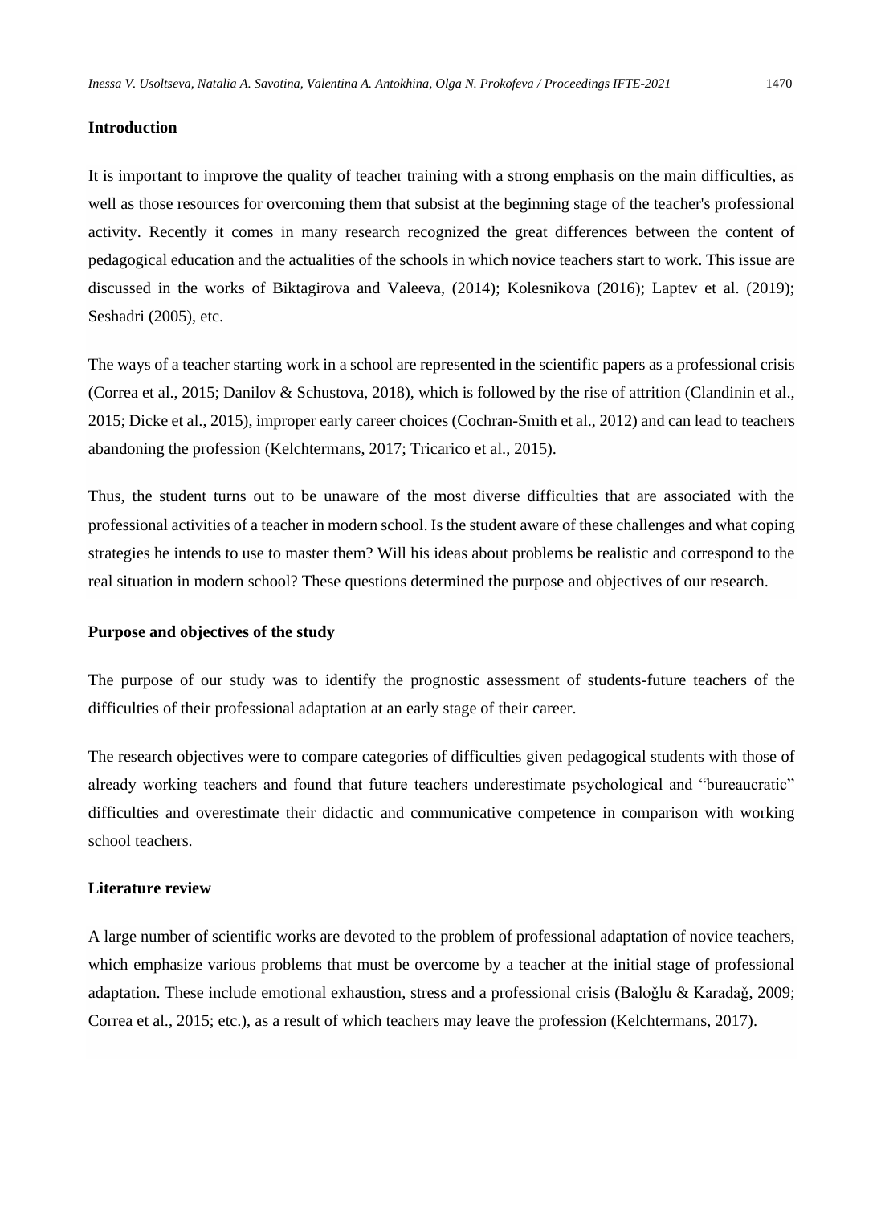## Introduction

It is important to improve the quality of teacher training with a strong emphasis on the main difficulties, as well as those resources for overcoming them that subsist at the beginning stage of the teacher's professional activity. Recently it comes in many research recognized the great differences between the content of pedagogical education and the actualities of the schools in which novice teachers start to work. This issue are discussed in the works of Biktagirova and Valeeva, (2014); Kolesnikova (2016); Laptev et al. (2019); Seshadri (2005), etc.

The ways of a teacher starting work in a school are represented in the scientific papers as a professional crisis (Correa et al., 2015; Danilov & Schustova, 2018), which is followed by the rise of attrition (Clandinin et al., 2015; Dicke et al., 2015), improper early career choices (Cochran-Smith et al., 2012) and can lead to teachers abandoning the profession (Kelchtermans, 2017; Tricarico et al., 2015).

Thus, the student turns out to be unaware of the most diverse difficulties that are associated with the professional activities of a teacher in modern school. Is the student aware of these challenges and what coping strategies he intends to use to master them? Will his ideas about problems be realistic and correspond to the real situation in modern school? These questions determined the purpose and objectives of our research.

## Purpose and objectives of the study

The purpose of our study was to identify the prognostic assessment of students-future teachers of the difficulties of their professional adaptation at an early stage of their career.

The research objectives were to compare categories of difficulties given pedagogical students with those of already working teachers and found that future teachers underestimate psychological and "bureaucratic" difficulties and overestimate their didactic and communicative competence in comparison with working school teachers.

## Literature review

A large number of scientific works are devoted to the problem of professional adaptation of novice teachers, which emphasize various problems that must be overcome by a teacher at the initial stage of professional adaptation. These include emotional exhaustion, stress and a professional crisis (Baloğlu & Karadağ, 2009; Correa et al., 2015; etc.), as a result of which teachers may leave the profession (Kelchtermans, 2017).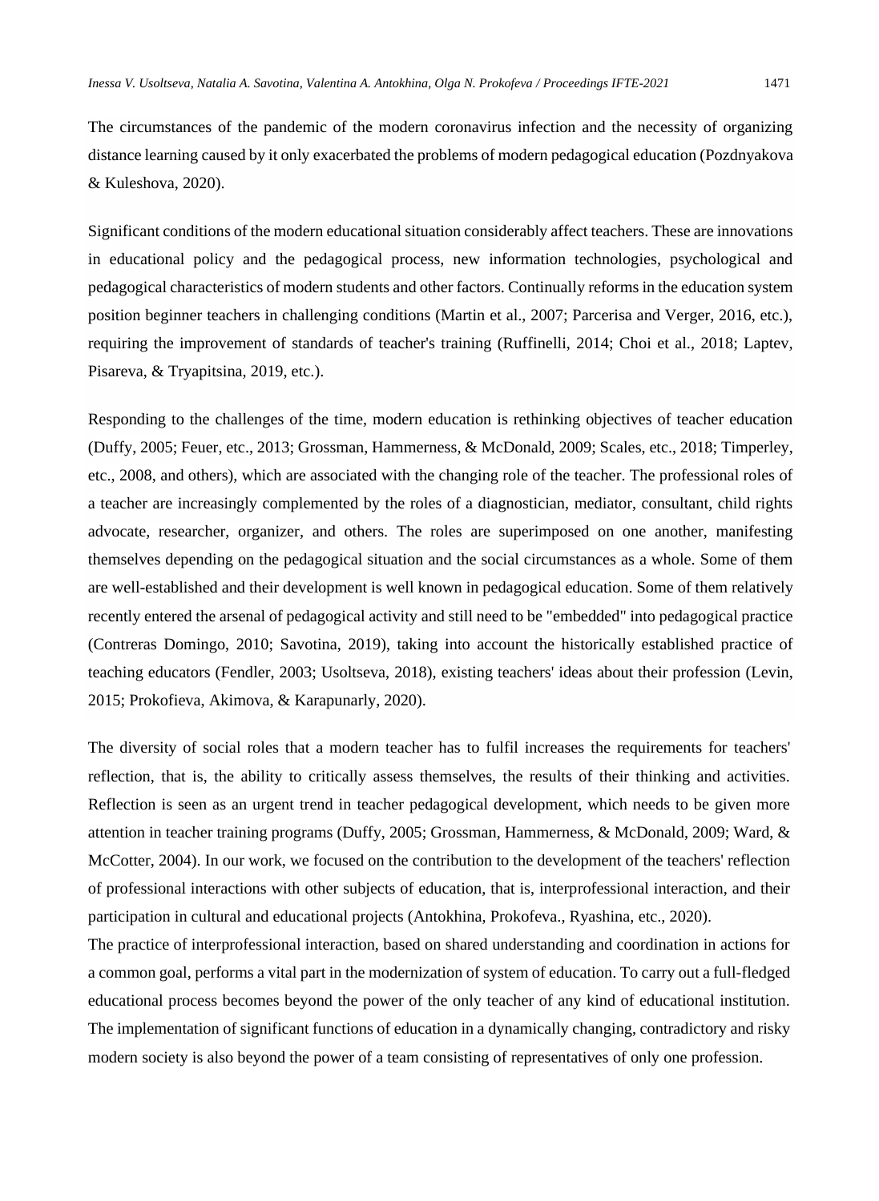The circumstances of the pandemic of the modern coronavirus infection and the necessity of organizing distance learning caused by it only exacerbated the problems of modern pedagogical education (Pozdnyakova & Kuleshova, 2020).

Significant conditions of the modern educational situation considerably affect teachers. These are innovations in educational policy and the pedagogical process, new information technologies, psychological and pedagogical characteristics of modern students and other factors. Continually reforms in the education system position beginner teachers in challenging conditions (Martin et al., 2007; Parcerisa and Verger, 2016, etc.), requiring the improvement of standards of teacher's training (Ruffinelli, 2014; Choi et al., 2018; Laptev, Pisareva, & Tryapitsina, 2019, etc.).

Responding to the challenges of the time, modern education is rethinking objectives of teacher education (Duffy, 2005; Feuer, etc., 2013; Grossman, Hammerness, & McDonald, 2009; Scales, etc., 2018; Timperley, etc., 2008, and others), which are associated with the changing role of the teacher. The professional roles of a teacher are increasingly complemented by the roles of a diagnostician, mediator, consultant, child rights advocate, researcher, organizer, and others. The roles are superimposed on one another, manifesting themselves depending on the pedagogical situation and the social circumstances as a whole. Some of them are well-established and their development is well known in pedagogical education. Some of them relatively recently entered the arsenal of pedagogical activity and still need to be "embedded" into pedagogical practice (Contreras Domingo, 2010; Savotina, 2019), taking into account the historically established practice of teaching educators (Fendler, 2003; Usoltseva, 2018), existing teachers' ideas about their profession (Levin, 2015; Prokofieva, Akimova, & Karapunarly, 2020).

The diversity of social roles that a modern teacher has to fulfil increases the requirements for teachers' reflection, that is, the ability to critically assess themselves, the results of their thinking and activities. Reflection is seen as an urgent trend in teacher pedagogical development, which needs to be given more attention in teacher training programs (Duffy, 2005; Grossman, Hammerness, & McDonald, 2009; Ward, & McCotter, 2004). In our work, we focused on the contribution to the development of the teachers' reflection of professional interactions with other subjects of education, that is, interprofessional interaction, and their participation in cultural and educational projects (Antokhina, Prokofeva., Ryashina, etc., 2020).

The practice of interprofessional interaction, based on shared understanding and coordination in actions for a common goal, performs a vital part in the modernization of system of education. To carry out a full-fledged educational process becomes beyond the power of the only teacher of any kind of educational institution. The implementation of significant functions of education in a dynamically changing, contradictory and risky modern society is also beyond the power of a team consisting of representatives of only one profession.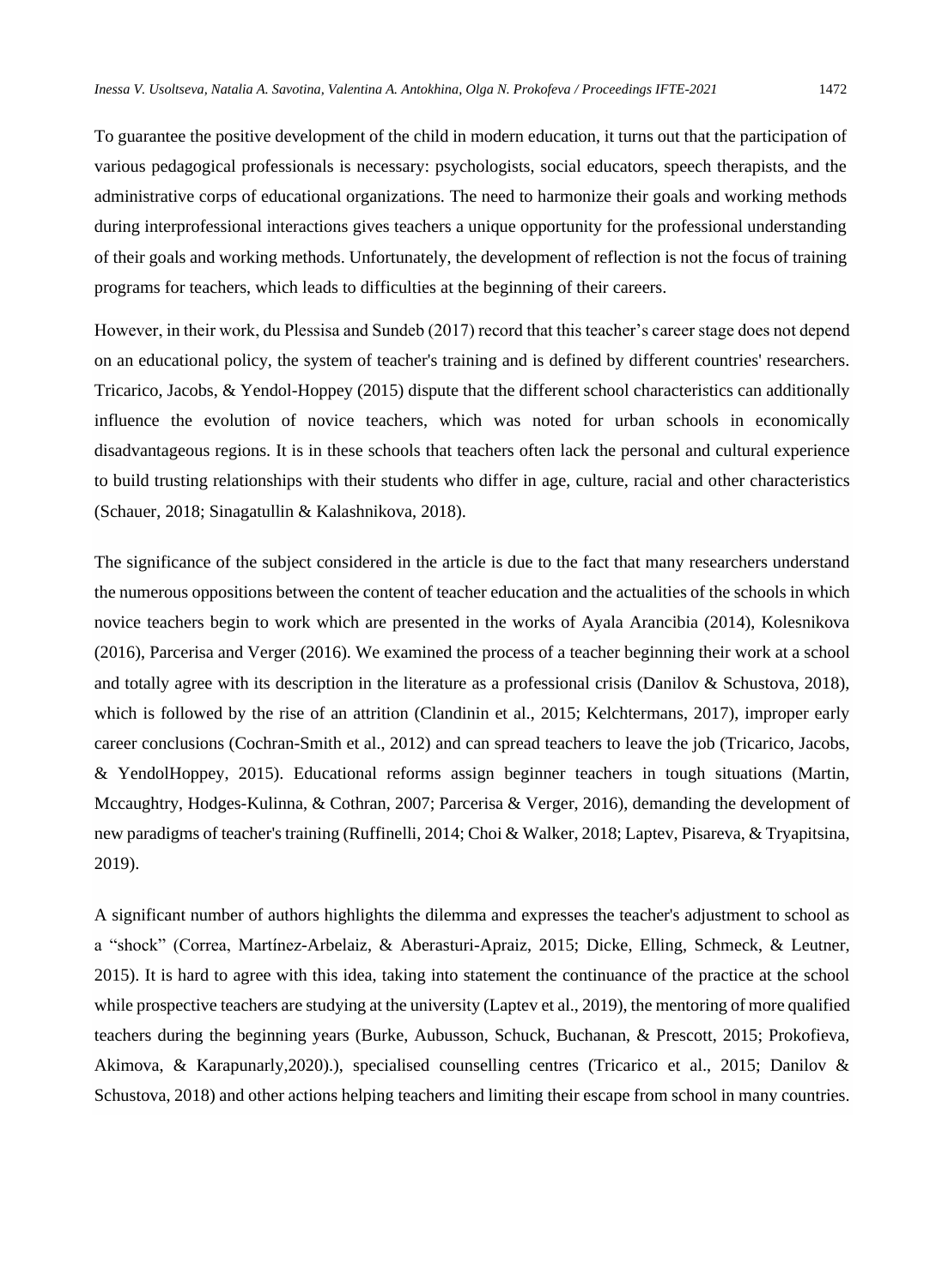To guarantee the positive development of the child in modern education, it turns out that the participation of various pedagogical professionals is necessary: psychologists, social educators, speech therapists, and the administrative corps of educational organizations. The need to harmonize their goals and working methods during interprofessional interactions gives teachers a unique opportunity for the professional understanding of their goals and working methods. Unfortunately, the development of reflection is not the focus of training programs for teachers, which leads to difficulties at the beginning of their careers.

However, in their work, du Plessisa and Sundeb (2017) record that this teacher's career stage does not depend on an educational policy, the system of teacher's training and is defined by different countries' researchers. Tricarico, Jacobs, & Yendol-Hoppey (2015) dispute that the different school characteristics can additionally influence the evolution of novice teachers, which was noted for urban schools in economically disadvantageous regions. It is in these schools that teachers often lack the personal and cultural experience to build trusting relationships with their students who differ in age, culture, racial and other characteristics (Schauer, 2018; Sinagatullin & Kalashnikova, 2018).

The significance of the subject considered in the article is due to the fact that many researchers understand the numerous oppositions between the content of teacher education and the actualities of the schools in which novice teachers begin to work which are presented in the works of Ayala Arancibia (2014), Kolesnikova (2016), Parcerisa and Verger (2016). We examined the process of a teacher beginning their work at a school and totally agree with its description in the literature as a professional crisis (Danilov & Schustova, 2018), which is followed by the rise of an attrition (Clandinin et al., 2015; Kelchtermans, 2017), improper early career conclusions (Cochran-Smith et al., 2012) and can spread teachers to leave the job (Tricarico, Jacobs, & YendolHoppey, 2015). Educational reforms assign beginner teachers in tough situations (Martin, Mccaughtry, Hodges-Kulinna, & Cothran, 2007; Parcerisa & Verger, 2016), demanding the development of new paradigms of teacher's training (Ruffinelli, 2014; Choi & Walker, 2018; Laptev, Pisareva, & Tryapitsina, 2019).

A significant number of authors highlights the dilemma and expresses the teacher's adjustment to school as a "shock" (Correa, Martínez-Arbelaiz, & Aberasturi-Apraiz, 2015; Dicke, Elling, Schmeck, & Leutner, 2015). It is hard to agree with this idea, taking into statement the continuance of the practice at the school while prospective teachers are studying at the university (Laptev et al., 2019), the mentoring of more qualified teachers during the beginning years (Burke, Aubusson, Schuck, Buchanan, & Prescott, 2015; Prokofieva, Akimova, & Karapunarly,2020).), specialised counselling centres (Tricarico et al., 2015; Danilov & Schustova, 2018) and other actions helping teachers and limiting their escape from school in many countries.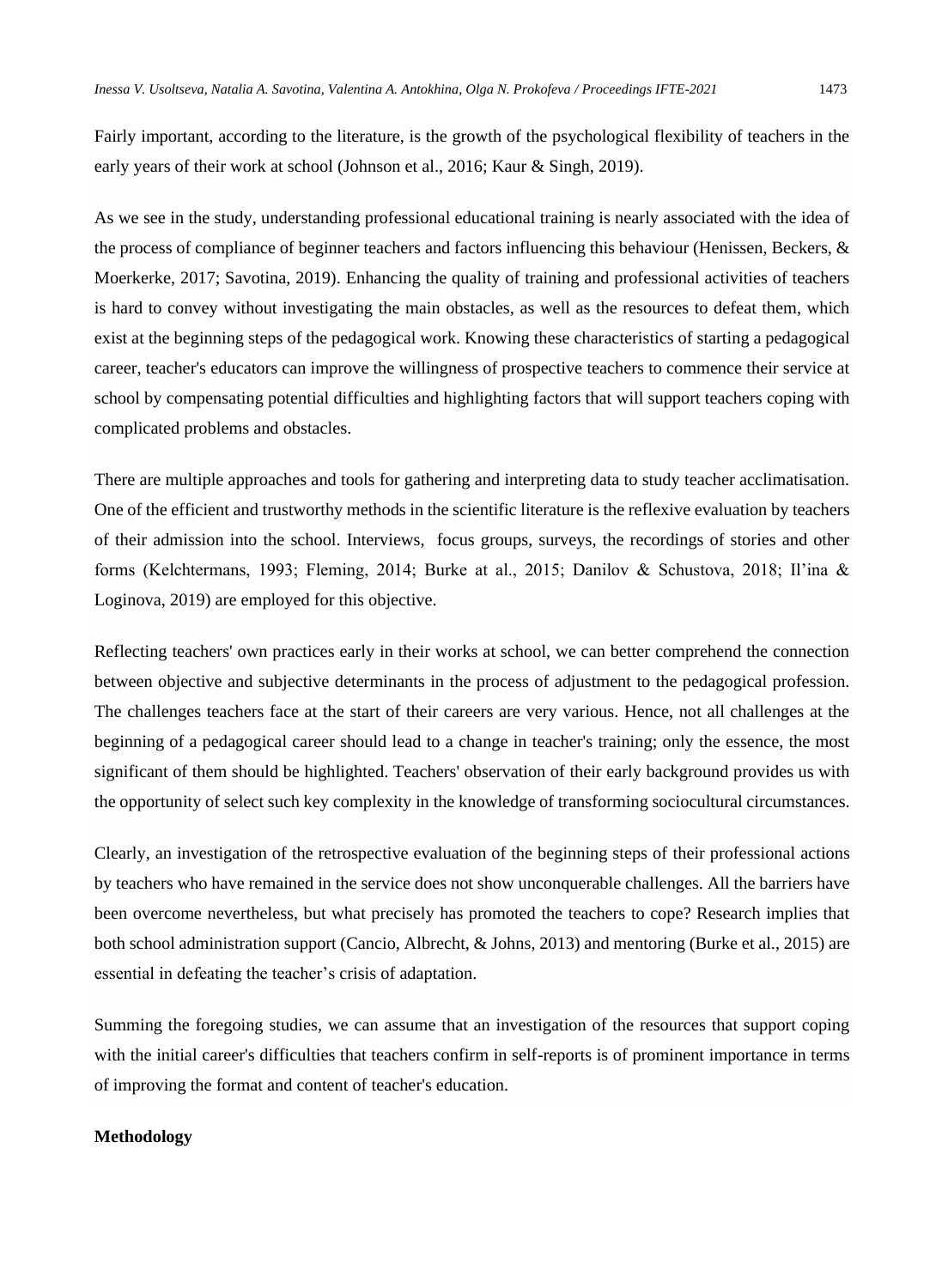Fairly important, according to the literature, is the growth of the psychological flexibility of teachers in the early years of their work at school (Johnson et al., 2016; Kaur & Singh, 2019).

As we see in the study, understanding professional educational training is nearly associated with the idea of the process of compliance of beginner teachers and factors influencing this behaviour (Henissen, Beckers, & Moerkerke, 2017; Savotina, 2019). Enhancing the quality of training and professional activities of teachers is hard to convey without investigating the main obstacles, as well as the resources to defeat them, which exist at the beginning steps of the pedagogical work. Knowing these characteristics of starting a pedagogical career, teacher's educators can improve the willingness of prospective teachers to commence their service at school by compensating potential difficulties and highlighting factors that will support teachers coping with complicated problems and obstacles.

There are multiple approaches and tools for gathering and interpreting data to study teacher acclimatisation. One of the efficient and trustworthy methods in the scientific literature is the reflexive evaluation by teachers of their admission into the school. Interviews, focus groups, surveys, the recordings of stories and other forms (Kelchtermans, 1993; Fleming, 2014; Burke at al., 2015; Danilov & Schustova, 2018; Il'ina & Loginova, 2019) are employed for this objective.

Reflecting teachers' own practices early in their works at school, we can better comprehend the connection between objective and subjective determinants in the process of adjustment to the pedagogical profession. The challenges teachers face at the start of their careers are very various. Hence, not all challenges at the beginning of a pedagogical career should lead to a change in teacher's training; only the essence, the most significant of them should be highlighted. Teachers' observation of their early background provides us with the opportunity of select such key complexity in the knowledge of transforming sociocultural circumstances.

Clearly, an investigation of the retrospective evaluation of the beginning steps of their professional actions by teachers who have remained in the service does not show unconquerable challenges. All the barriers have been overcome nevertheless, but what precisely has promoted the teachers to cope? Research implies that both school administration support (Cancio, Albrecht, & Johns, 2013) and mentoring (Burke et al., 2015) are essential in defeating the teacher's crisis of adaptation.

Summing the foregoing studies, we can assume that an investigation of the resources that support coping with the initial career's difficulties that teachers confirm in self-reports is of prominent importance in terms of improving the format and content of teacher's education.

**Methodology**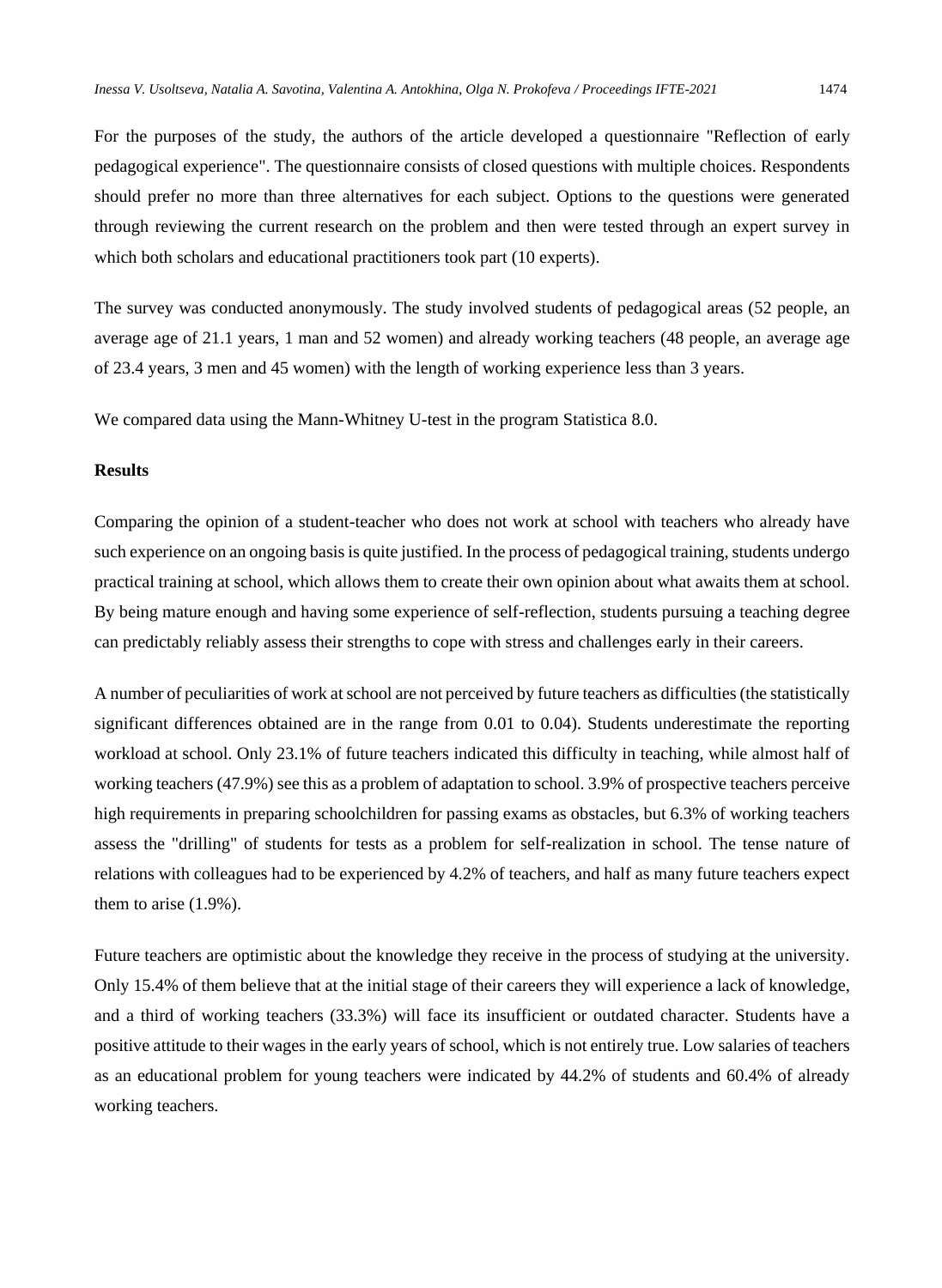For the purposes of the study, the authors of the article developed a questionnaire "Reflection of early pedagogical experience". The questionnaire consists of closed questions with multiple choices. Respondents should prefer no more than three alternatives for each subject. Options to the questions were generated through reviewing the current research on the problem and then were tested through an expert survey in which both scholars and educational practitioners took part (10 experts).

The survey was conducted anonymously. The study involved students of pedagogical areas (52 people, an average age of 21.1 years, 1 man and 52 women) and already working teachers (48 people, an average age of 23.4 years, 3 men and 45 women) with the length of working experience less than 3 years.

We compared data using the Mann-Whitney U-test in the program Statistica 8.0.

**Results**

Comparing the opinion of a student-teacher who does not work at school with teachers who already have such experience on an ongoing basis is quite justified. In the process of pedagogical training, students undergo practical training at school, which allows them to create their own opinion about what awaits them at school. By being mature enough and having some experience of self-reflection, students pursuing a teaching degree can predictably reliably assess their strengths to cope with stress and challenges early in their careers.

A number of peculiarities of work at school are not perceived by future teachers as difficulties (the statistically significant differences obtained are in the range from 0.01 to 0.04). Students underestimate the reporting workload at school. Only 23.1% of future teachers indicated this difficulty in teaching, while almost half of working teachers (47.9%) see this as a problem of adaptation to school. 3.9% of prospective teachers perceive high requirements in preparing schoolchildren for passing exams as obstacles, but 6.3% of working teachers assess the "drilling" of students for tests as a problem for self-realization in school. The tense nature of relations with colleagues had to be experienced by 4.2% of teachers, and half as many future teachers expect them to arise (1.9%).

Future teachers are optimistic about the knowledge they receive in the process of studying at the university. Only 15.4% of them believe that at the initial stage of their careers they will experience a lack of knowledge, and a third of working teachers (33.3%) will face its insufficient or outdated character. Students have a positive attitude to their wages in the early years of school, which is not entirely true. Low salaries of teachers as an educational problem for young teachers were indicated by 44.2% of students and 60.4% of already working teachers.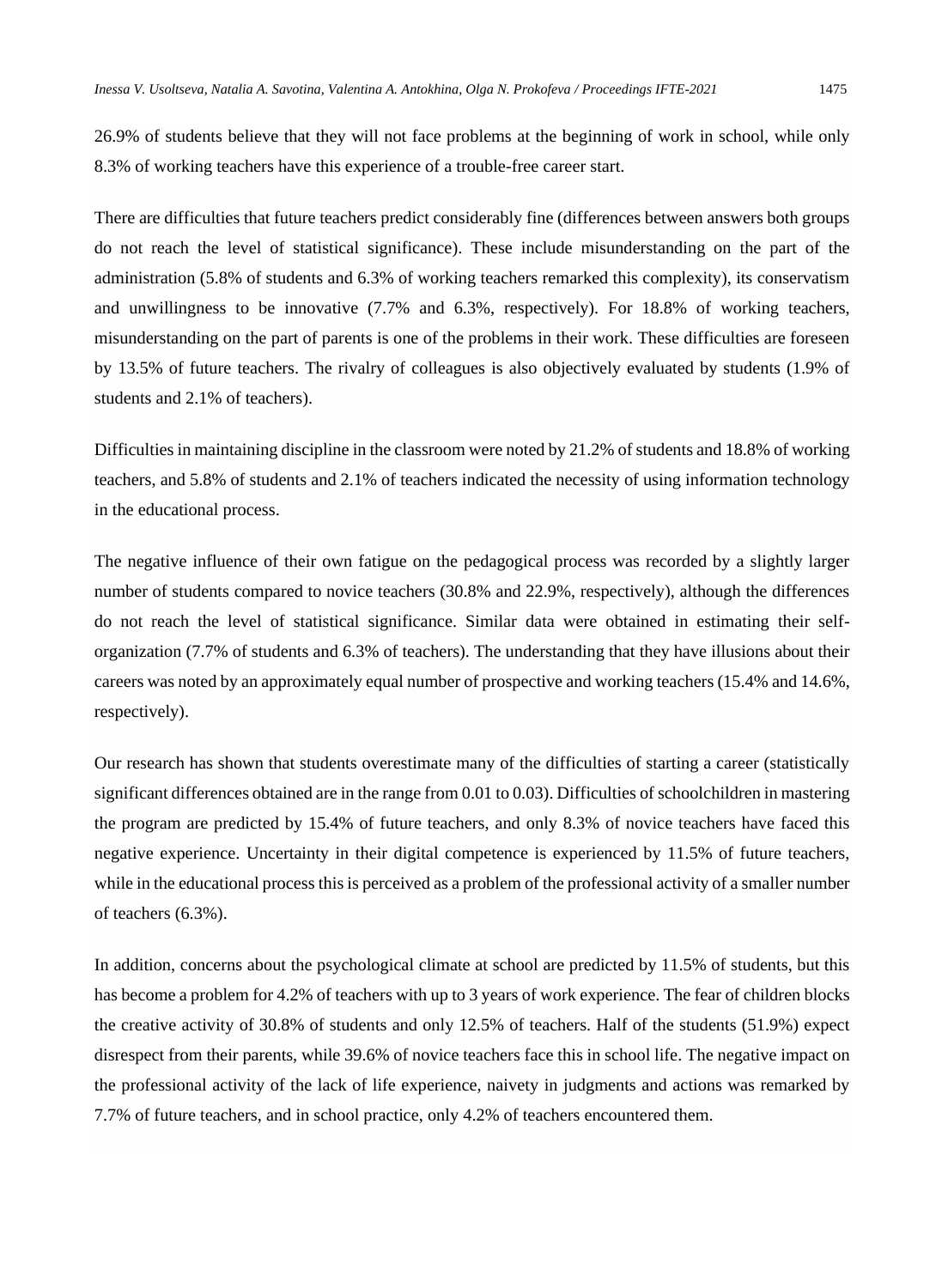26.9% of students believe that they will not face problems at the beginning of work in school, while only 8.3% of working teachers have this experience of a trouble-free career start.

There are difficulties that future teachers predict considerably fine (differences between answers both groups do not reach the level of statistical significance). These include misunderstanding on the part of the administration (5.8% of students and 6.3% of working teachers remarked this complexity), its conservatism and unwillingness to be innovative (7.7% and 6.3%, respectively). For 18.8% of working teachers, misunderstanding on the part of parents is one of the problems in their work. These difficulties are foreseen by 13.5% of future teachers. The rivalry of colleagues is also objectively evaluated by students (1.9% of students and 2.1% of teachers).

Difficulties in maintaining discipline in the classroom were noted by 21.2% of students and 18.8% of working teachers, and 5.8% of students and 2.1% of teachers indicated the necessity of using information technology in the educational process.

The negative influence of their own fatigue on the pedagogical process was recorded by a slightly larger number of students compared to novice teachers (30.8% and 22.9%, respectively), although the differences do not reach the level of statistical significance. Similar data were obtained in estimating their self-organization (7.7% of students and 6.3% of teachers). The understanding that they have illusions about their careers was noted by an approximately equal number of prospective and working teachers (15.4% and 14.6%, respectively).

Our research has shown that students overestimate many of the difficulties of starting a career (statistically significant differences obtained are in the range from 0.01 to 0.03). Difficulties of schoolchildren in mastering the program are predicted by 15.4% of future teachers, and only 8.3% of novice teachers have faced this negative experience. Uncertainty in their digital competence is experienced by 11.5% of future teachers, while in the educational process this is perceived as a problem of the professional activity of a smaller number of teachers (6.3%).

In addition, concerns about the psychological climate at school are predicted by 11.5% of students, but this has become a problem for 4.2% of teachers with up to 3 years of work experience. The fear of children blocks the creative activity of 30.8% of students and only 12.5% of teachers. Half of the students (51.9%) expect disrespect from their parents, while 39.6% of novice teachers face this in school life. The negative impact on the professional activity of the lack of life experience, naivety in judgments and actions was remarked by 7.7% of future teachers, and in school practice, only 4.2% of teachers encountered them.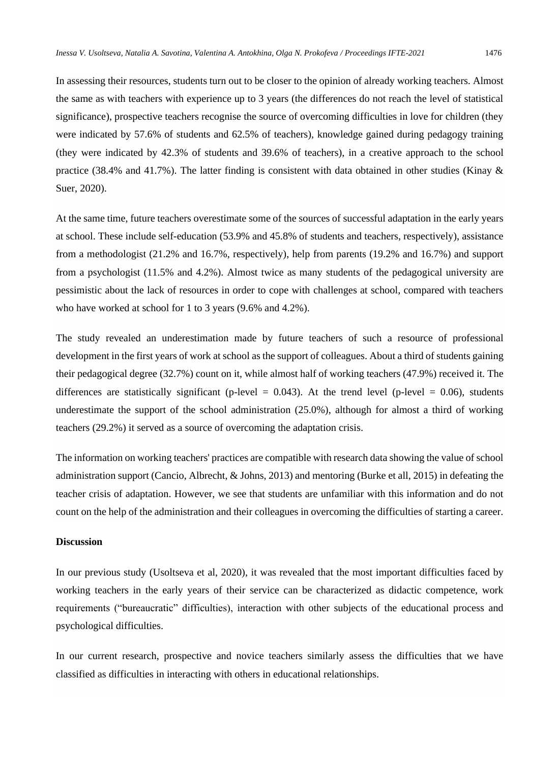In assessing their resources, students turn out to be closer to the opinion of already working teachers. Almost the same as with teachers with experience up to 3 years (the differences do not reach the level of statistical significance), prospective teachers recognise the source of overcoming difficulties in love for children (they were indicated by 57.6% of students and 62.5% of teachers), knowledge gained during pedagogy training (they were indicated by 42.3% of students and 39.6% of teachers), in a creative approach to the school practice (38.4% and 41.7%). The latter finding is consistent with data obtained in other studies (Kinay & Suer, 2020).

At the same time, future teachers overestimate some of the sources of successful adaptation in the early years at school. These include self-education (53.9% and 45.8% of students and teachers, respectively), assistance from a methodologist (21.2% and 16.7%, respectively), help from parents (19.2% and 16.7%) and support from a psychologist (11.5% and 4.2%). Almost twice as many students of the pedagogical university are pessimistic about the lack of resources in order to cope with challenges at school, compared with teachers who have worked at school for 1 to 3 years (9.6% and 4.2%).

The study revealed an underestimation made by future teachers of such a resource of professional development in the first years of work at school as the support of colleagues. About a third of students gaining their pedagogical degree (32.7%) count on it, while almost half of working teachers (47.9%) received it. The differences are statistically significant (p-level = 0.043). At the trend level (p-level = 0.06), students underestimate the support of the school administration (25.0%), although for almost a third of working teachers (29.2%) it served as a source of overcoming the adaptation crisis.

The information on working teachers' practices are compatible with research data showing the value of school administration support (Cancio, Albrecht, & Johns, 2013) and mentoring (Burke et all, 2015) in defeating the teacher crisis of adaptation. However, we see that students are unfamiliar with this information and do not count on the help of the administration and their colleagues in overcoming the difficulties of starting a career.

**Discussion**

In our previous study (Usoltseva et al, 2020), it was revealed that the most important difficulties faced by working teachers in the early years of their service can be characterized as didactic competence, work requirements ("bureaucratic" difficulties), interaction with other subjects of the educational process and psychological difficulties.

In our current research, prospective and novice teachers similarly assess the difficulties that we have classified as difficulties in interacting with others in educational relationships.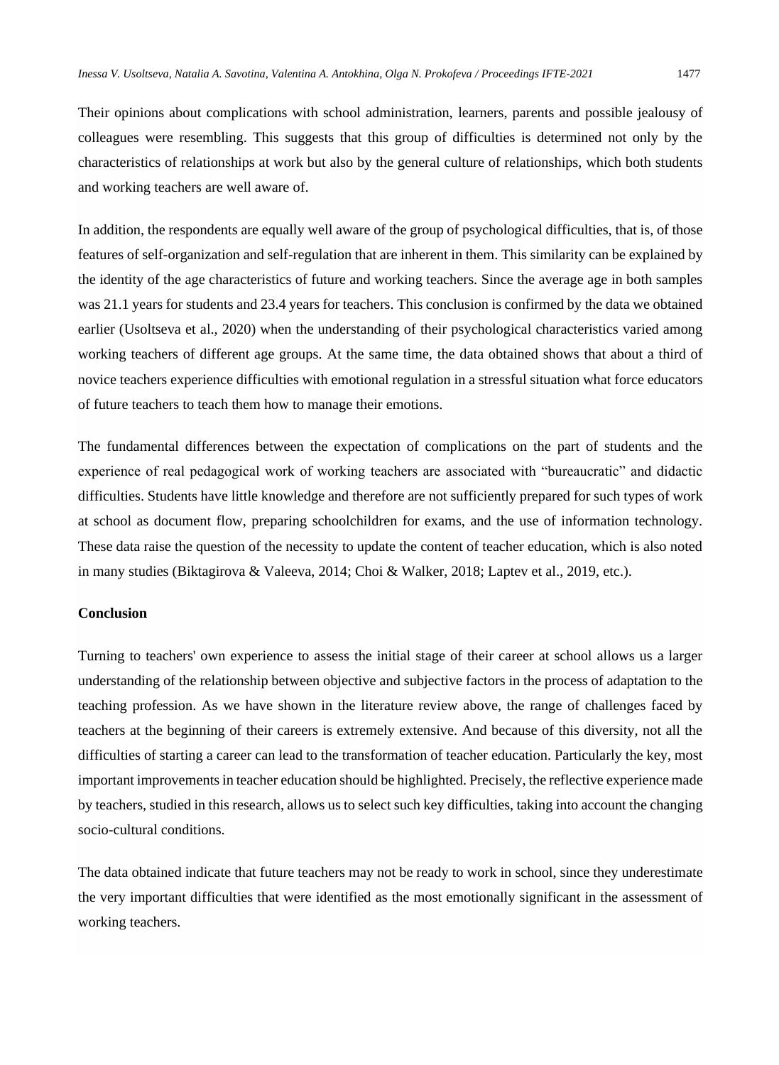Their opinions about complications with school administration, learners, parents and possible jealousy of colleagues were resembling. This suggests that this group of difficulties is determined not only by the characteristics of relationships at work but also by the general culture of relationships, which both students and working teachers are well aware of.

In addition, the respondents are equally well aware of the group of psychological difficulties, that is, of those features of self-organization and self-regulation that are inherent in them. This similarity can be explained by the identity of the age characteristics of future and working teachers. Since the average age in both samples was 21.1 years for students and 23.4 years for teachers. This conclusion is confirmed by the data we obtained earlier (Usoltseva et al., 2020) when the understanding of their psychological characteristics varied among working teachers of different age groups. At the same time, the data obtained shows that about a third of novice teachers experience difficulties with emotional regulation in a stressful situation what force educators of future teachers to teach them how to manage their emotions.

The fundamental differences between the expectation of complications on the part of students and the experience of real pedagogical work of working teachers are associated with "bureaucratic" and didactic difficulties. Students have little knowledge and therefore are not sufficiently prepared for such types of work at school as document flow, preparing schoolchildren for exams, and the use of information technology. These data raise the question of the necessity to update the content of teacher education, which is also noted in many studies (Biktagirova & Valeeva, 2014; Choi & Walker, 2018; Laptev et al., 2019, etc.).

## Conclusion

Turning to teachers' own experience to assess the initial stage of their career at school allows us a larger understanding of the relationship between objective and subjective factors in the process of adaptation to the teaching profession. As we have shown in the literature review above, the range of challenges faced by teachers at the beginning of their careers is extremely extensive. And because of this diversity, not all the difficulties of starting a career can lead to the transformation of teacher education. Particularly the key, most important improvements in teacher education should be highlighted. Precisely, the reflective experience made by teachers, studied in this research, allows us to select such key difficulties, taking into account the changing socio-cultural conditions.

The data obtained indicate that future teachers may not be ready to work in school, since they underestimate the very important difficulties that were identified as the most emotionally significant in the assessment of working teachers.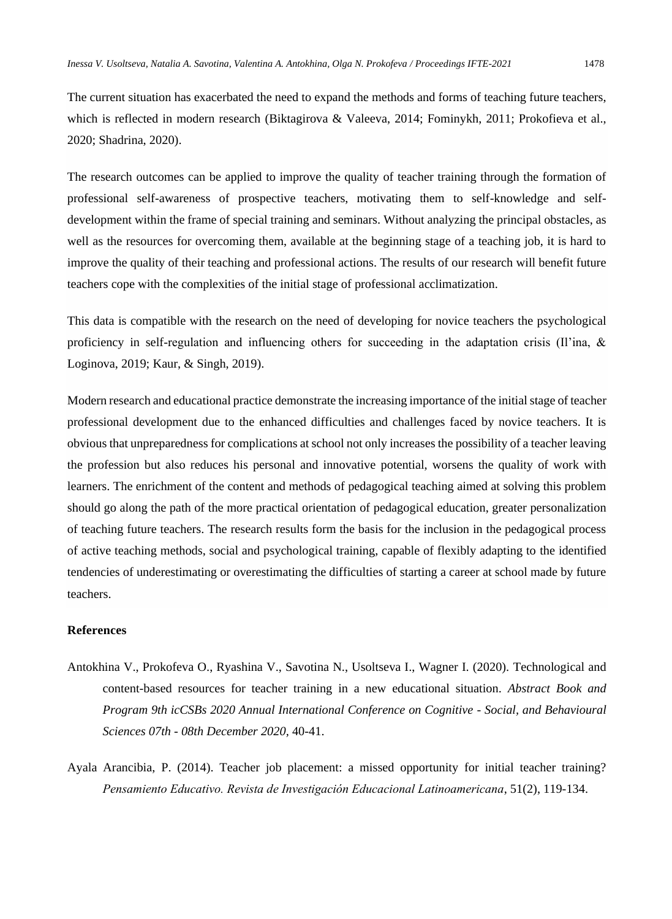The current situation has exacerbated the need to expand the methods and forms of teaching future teachers, which is reflected in modern research (Biktagirova & Valeeva, 2014; Fominykh, 2011; Prokofieva et al., 2020; Shadrina, 2020).

The research outcomes can be applied to improve the quality of teacher training through the formation of professional self-awareness of prospective teachers, motivating them to self-knowledge and self-development within the frame of special training and seminars. Without analyzing the principal obstacles, as well as the resources for overcoming them, available at the beginning stage of a teaching job, it is hard to improve the quality of their teaching and professional actions. The results of our research will benefit future teachers cope with the complexities of the initial stage of professional acclimatization.

This data is compatible with the research on the need of developing for novice teachers the psychological proficiency in self-regulation and influencing others for succeeding in the adaptation crisis (Il'ina, & Loginova, 2019; Kaur, & Singh, 2019).

Modern research and educational practice demonstrate the increasing importance of the initial stage of teacher professional development due to the enhanced difficulties and challenges faced by novice teachers. It is obvious that unpreparedness for complications at school not only increases the possibility of a teacher leaving the profession but also reduces his personal and innovative potential, worsens the quality of work with learners. The enrichment of the content and methods of pedagogical teaching aimed at solving this problem should go along the path of the more practical orientation of pedagogical education, greater personalization of teaching future teachers. The research results form the basis for the inclusion in the pedagogical process of active teaching methods, social and psychological training, capable of flexibly adapting to the identified tendencies of underestimating or overestimating the difficulties of starting a career at school made by future teachers.

## References

Antokhina V., Prokofeva O., Ryashina V., Savotina N., Usoltseva I., Wagner I. (2020). Technological and content-based resources for teacher training in a new educational situation. *Abstract Book and Program 9th icCSBs 2020 Annual International Conference on Cognitive - Social, and Behavioural Sciences 07th - 08th December 2020,* 40-41.

Ayala Arancibia, P. (2014). Teacher job placement: a missed opportunity for initial teacher training? *Pensamiento Educativo. Revista de Investigación Educacional Latinoamericana*, 51(2), 119-134.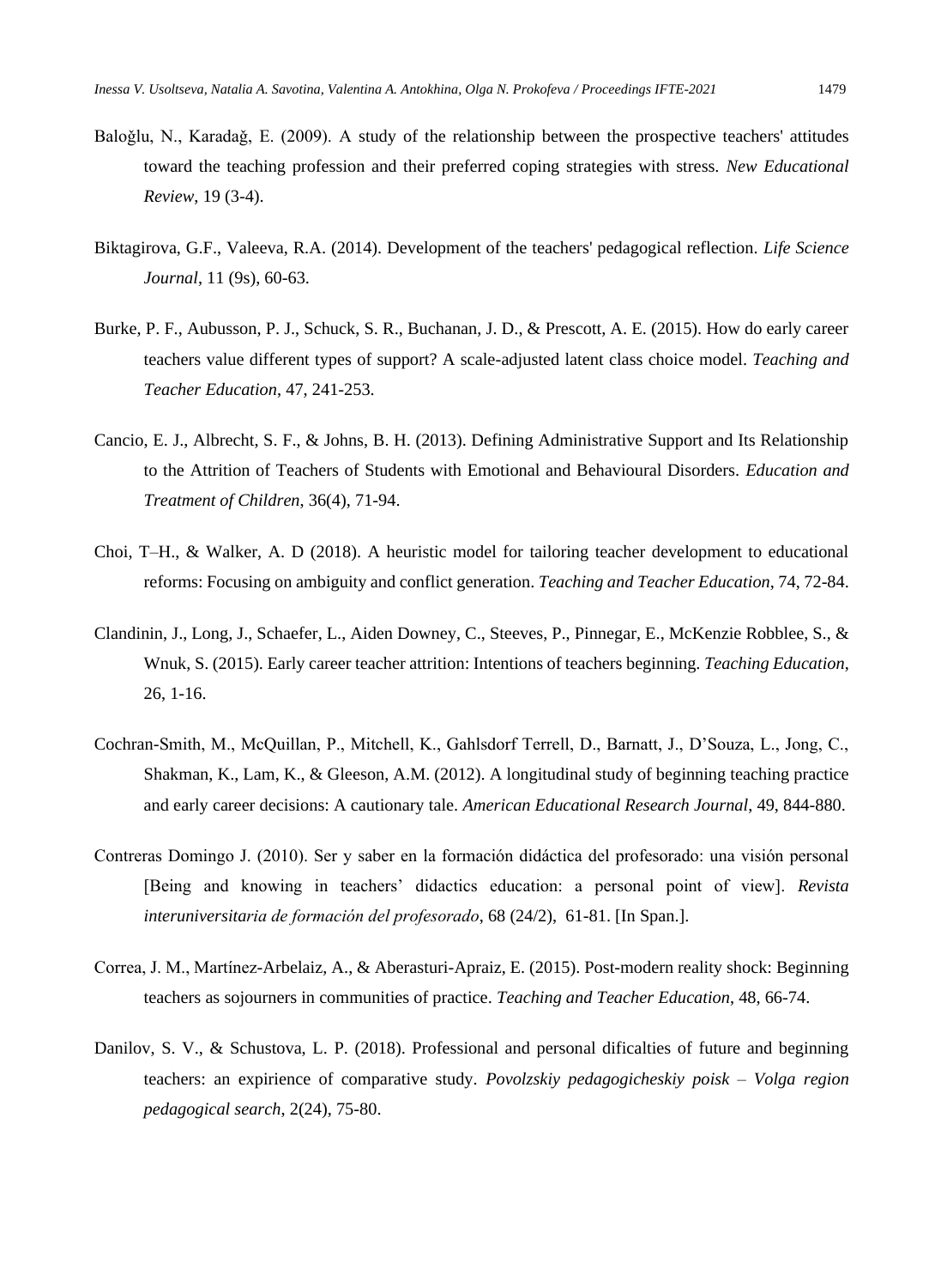Baloğlu, N., Karadağ, E. (2009). A study of the relationship between the prospective teachers' attitudes toward the teaching profession and their preferred coping strategies with stress. *New Educational Review*, 19 (3-4).

Biktagirova, G.F., Valeeva, R.A. (2014). Development of the teachers' pedagogical reflection. *Life Science Journal*, 11 (9s), 60-63.

Burke, P. F., Aubusson, P. J., Schuck, S. R., Buchanan, J. D., & Prescott, A. E. (2015). How do early career teachers value different types of support? A scale-adjusted latent class choice model. *Teaching and Teacher Education*, 47, 241-253.

Cancio, E. J., Albrecht, S. F., & Johns, B. H. (2013). Defining Administrative Support and Its Relationship to the Attrition of Teachers of Students with Emotional and Behavioural Disorders. *Education and Treatment of Children*, 36(4), 71-94.

Choi, T–H., & Walker, A. D (2018). A heuristic model for tailoring teacher development to educational reforms: Focusing on ambiguity and conflict generation. *Teaching and Teacher Education*, 74, 72-84.

Clandinin, J., Long, J., Schaefer, L., Aiden Downey, C., Steeves, P., Pinnegar, E., McKenzie Robblee, S., & Wnuk, S. (2015). Early career teacher attrition: Intentions of teachers beginning. *Teaching Education*, 26, 1-16.

Cochran-Smith, M., McQuillan, P., Mitchell, K., Gahlsdorf Terrell, D., Barnatt, J., D'Souza, L., Jong, C., Shakman, K., Lam, K., & Gleeson, A.M. (2012). A longitudinal study of beginning teaching practice and early career decisions: A cautionary tale. *American Educational Research Journal*, 49, 844-880.

Contreras Domingo J. (2010). Ser y saber en la formación didáctica del profesorado: una visión personal [Being and knowing in teachers' didactics education: a personal point of view]. *Revista interuniversitaria de formación del profesorado*, 68 (24/2), 61-81. [In Span.].

Correa, J. M., Martínez-Arbelaiz, A., & Aberasturi-Apraiz, E. (2015). Post-modern reality shock: Beginning teachers as sojourners in communities of practice. *Teaching and Teacher Education*, 48, 66-74.

Danilov, S. V., & Schustova, L. P. (2018). Professional and personal dificalties of future and beginning teachers: an expirience of comparative study. *Povolzskiy pedagogicheskiy poisk – Volga region pedagogical search*, 2(24), 75-80.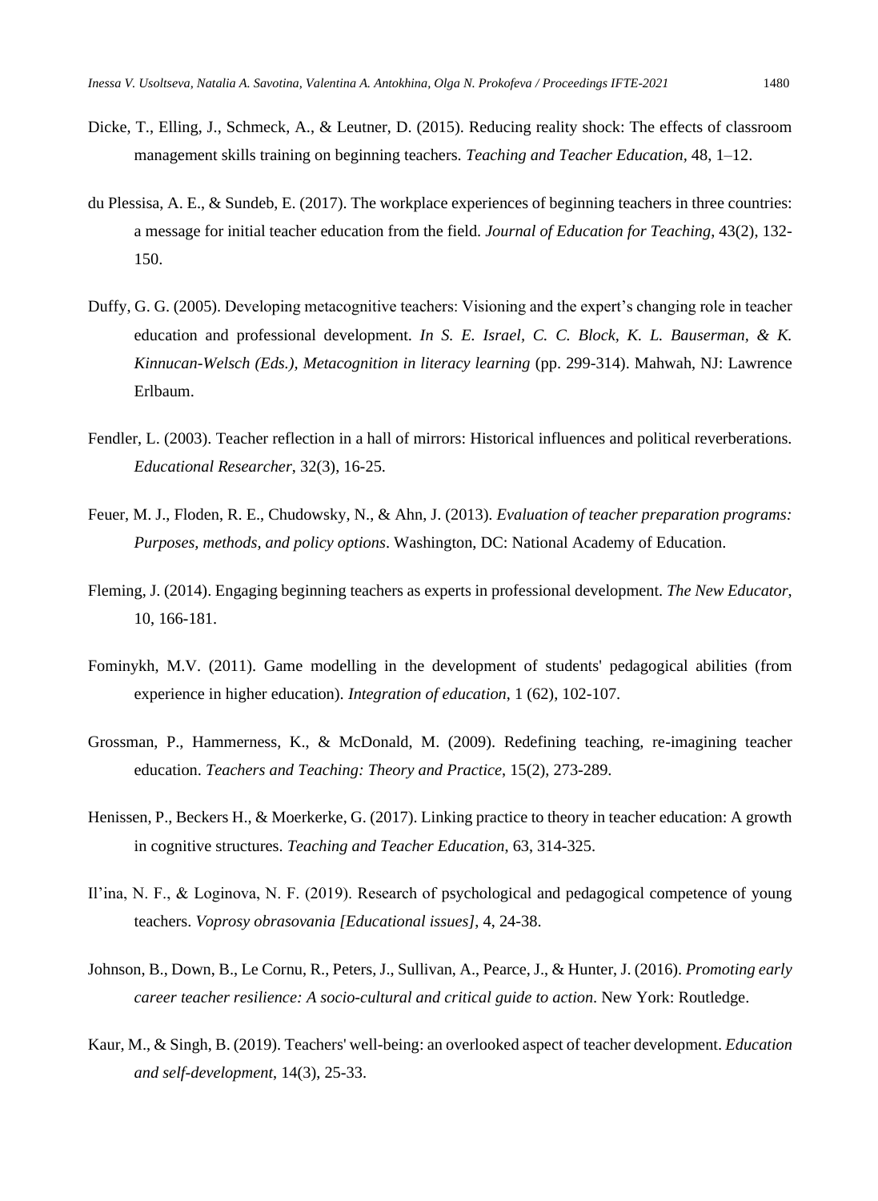Dicke, T., Elling, J., Schmeck, A., & Leutner, D. (2015). Reducing reality shock: The effects of classroom management skills training on beginning teachers. *Teaching and Teacher Education*, 48, 1–12.

du Plessisa, A. E., & Sundeb, E. (2017). The workplace experiences of beginning teachers in three countries: a message for initial teacher education from the field. *Journal of Education for Teaching*, 43(2), 132-150.

Duffy, G. G. (2005). Developing metacognitive teachers: Visioning and the expert's changing role in teacher education and professional development. *In S. E. Israel, C. C. Block, K. L. Bauserman, & K. Kinnucan-Welsch (Eds.), Metacognition in literacy learning* (pp. 299-314). Mahwah, NJ: Lawrence Erlbaum.

Fendler, L. (2003). Teacher reflection in a hall of mirrors: Historical influences and political reverberations. *Educational Researcher*, 32(3), 16-25.

Feuer, M. J., Floden, R. E., Chudowsky, N., & Ahn, J. (2013). *Evaluation of teacher preparation programs: Purposes, methods, and policy options*. Washington, DC: National Academy of Education.

Fleming, J. (2014). Engaging beginning teachers as experts in professional development. *The New Educator*, 10, 166-181.

Fominykh, M.V. (2011). Game modelling in the development of students' pedagogical abilities (from experience in higher education). *Integration of education*, 1 (62), 102-107.

Grossman, P., Hammerness, K., & McDonald, M. (2009). Redefining teaching, re-imagining teacher education. *Teachers and Teaching: Theory and Practice*, 15(2), 273-289.

Henissen, P., Beckers H., & Moerkerke, G. (2017). Linking practice to theory in teacher education: A growth in cognitive structures. *Teaching and Teacher Education*, 63, 314-325.

Il'ina, N. F., & Loginova, N. F. (2019). Research of psychological and pedagogical competence of young teachers. *Voprosy obrasovania [Educational issues]*, 4, 24-38.

Johnson, B., Down, B., Le Cornu, R., Peters, J., Sullivan, A., Pearce, J., & Hunter, J. (2016). *Promoting early career teacher resilience: A socio-cultural and critical guide to action*. New York: Routledge.

Kaur, M., & Singh, B. (2019). Teachers' well-being: an overlooked aspect of teacher development. *Education and self-development*, 14(3), 25-33.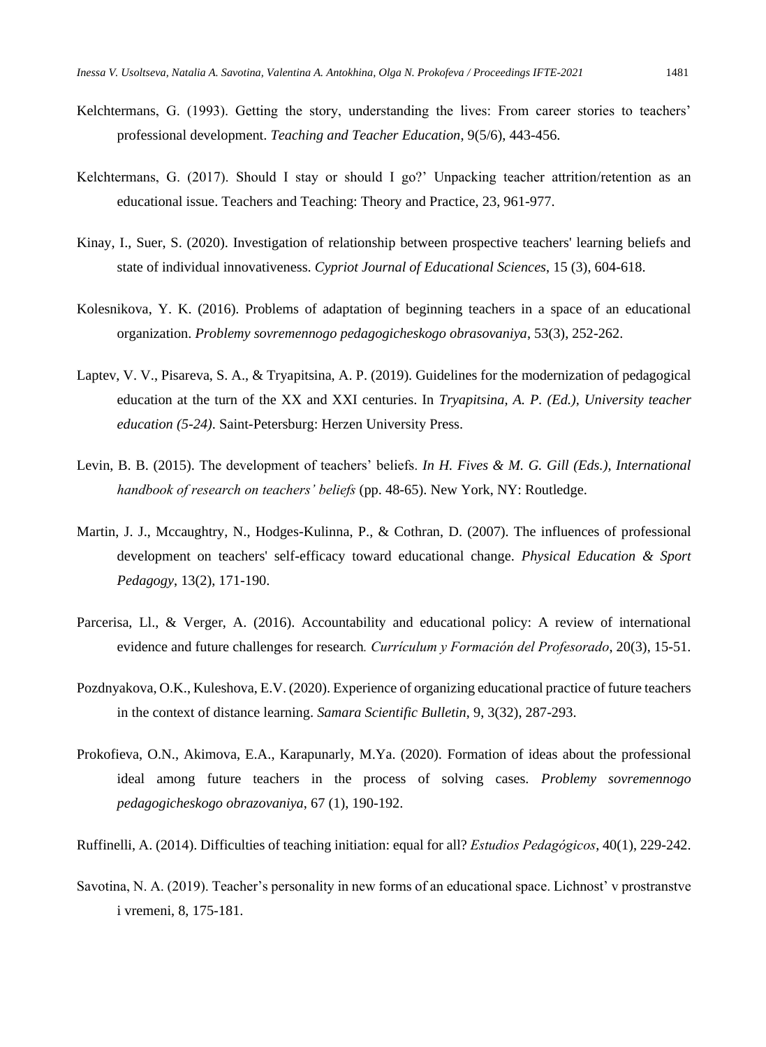Kelchtermans, G. (1993). Getting the story, understanding the lives: From career stories to teachers' professional development. *Teaching and Teacher Education*, 9(5/6), 443-456.

Kelchtermans, G. (2017). Should I stay or should I go?' Unpacking teacher attrition/retention as an educational issue. Teachers and Teaching: Theory and Practice, 23, 961-977.

Kinay, I., Suer, S. (2020). Investigation of relationship between prospective teachers' learning beliefs and state of individual innovativeness. *Cypriot Journal of Educational Sciences*, 15 (3), 604-618.

Kolesnikova, Y. K. (2016). Problems of adaptation of beginning teachers in a space of an educational organization. *Problemy sovremennogo pedagogicheskogo obrasovaniya*, 53(3), 252-262.

Laptev, V. V., Pisareva, S. A., & Tryapitsina, A. P. (2019). Guidelines for the modernization of pedagogical education at the turn of the XX and XXI centuries. In *Tryapitsina, A. P. (Ed.), University teacher education (5-24)*. Saint-Petersburg: Herzen University Press.

Levin, B. B. (2015). The development of teachers' beliefs. *In H. Fives & M. G. Gill (Eds.), International handbook of research on teachers' beliefs* (pp. 48-65). New York, NY: Routledge.

Martin, J. J., Mccaughtry, N., Hodges-Kulinna, P., & Cothran, D. (2007). The influences of professional development on teachers' self-efficacy toward educational change. *Physical Education & Sport Pedagogy*, 13(2), 171-190.

Parcerisa, Ll., & Verger, A. (2016). Accountability and educational policy: A review of international evidence and future challenges for research*. Currículum y Formación del Profesorado*, 20(3), 15-51.

Pozdnyakova, O.K., Kuleshova, E.V. (2020). Experience of organizing educational practice of future teachers in the context of distance learning. *Samara Scientific Bulletin*, 9, 3(32), 287-293.

Prokofieva, O.N., Akimova, E.A., Karapunarly, M.Ya. (2020). Formation of ideas about the professional ideal among future teachers in the process of solving cases. *Problemy sovremennogo pedagogicheskogo obrazovaniya*, 67 (1), 190-192.

Ruffinelli, A. (2014). Difficulties of teaching initiation: equal for all? *Estudios Pedagógicos*, 40(1), 229-242.

Savotina, N. A. (2019). Teacher's personality in new forms of an educational space. Lichnost' v prostranstve i vremeni, 8, 175-181.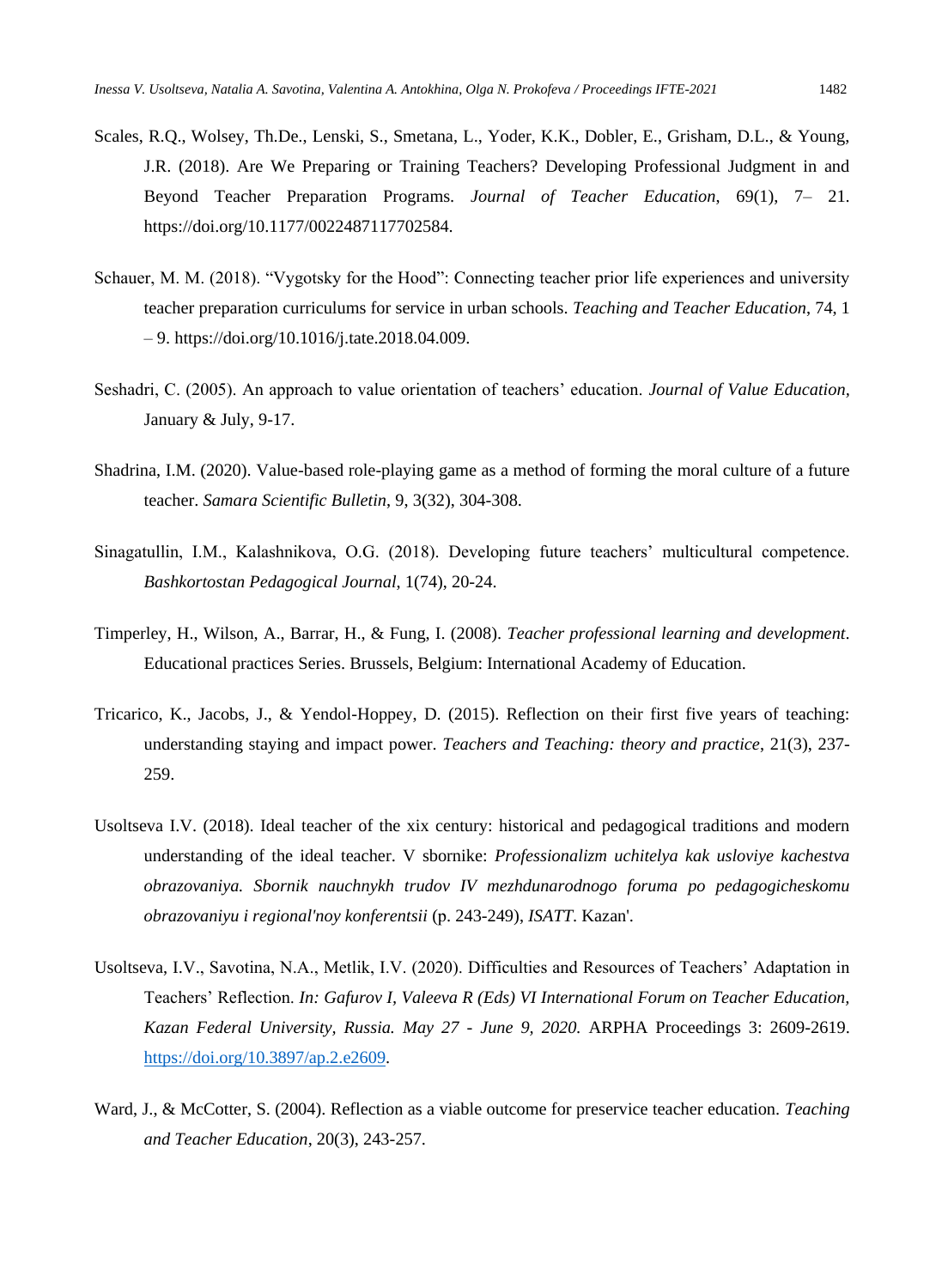Scales, R.Q., Wolsey, Th.De., Lenski, S., Smetana, L., Yoder, K.K., Dobler, E., Grisham, D.L., & Young, J.R. (2018). Are We Preparing or Training Teachers? Developing Professional Judgment in and Beyond Teacher Preparation Programs. *Journal of Teacher Education*, 69(1), 7– 21. https://doi.org/10.1177/0022487117702584.

Schauer, M. M. (2018). "Vygotsky for the Hood": Connecting teacher prior life experiences and university teacher preparation curriculums for service in urban schools. *Teaching and Teacher Education*, 74, 1 – 9. https://doi.org/10.1016/j.tate.2018.04.009.

Seshadri, C. (2005). An approach to value orientation of teachers' education. *Journal of Value Education*, January & July, 9-17.

Shadrina, I.M. (2020). Value-based role-playing game as a method of forming the moral culture of a future teacher. *Samara Scientific Bulletin*, 9, 3(32), 304-308.

Sinagatullin, I.M., Kalashnikova, O.G. (2018). Developing future teachers' multicultural competence. *Bashkortostan Pedagogical Journal*, 1(74), 20-24.

Timperley, H., Wilson, A., Barrar, H., & Fung, I. (2008). *Teacher professional learning and development*. Educational practices Series. Brussels, Belgium: International Academy of Education.

Tricarico, K., Jacobs, J., & Yendol-Hoppey, D. (2015). Reflection on their first five years of teaching: understanding staying and impact power. *Teachers and Teaching: theory and practice*, 21(3), 237-259.

Usoltseva I.V. (2018). Ideal teacher of the xix century: historical and pedagogical traditions and modern understanding of the ideal teacher. V sbornike: *Professionalizm uchitelya kak usloviye kachestva obrazovaniya. Sbornik nauchnykh trudov IV mezhdunarodnogo foruma po pedagogicheskomu obrazovaniyu i regional'noy konferentsii* (p. 243-249), *ISATT*. Kazan'.

Usoltseva, I.V., Savotina, N.A., Metlik, I.V. (2020). Difficulties and Resources of Teachers' Adaptation in Teachers' Reflection. *In: Gafurov I, Valeeva R (Eds) VI International Forum on Teacher Education, Kazan Federal University, Russia. May 27 - June 9, 2020.* ARPHA Proceedings 3: 2609-2619. https://doi.org/10.3897/ap.2.e2609.

Ward, J., & McCotter, S. (2004). Reflection as a viable outcome for preservice teacher education. *Teaching and Teacher Education*, 20(3), 243-257.